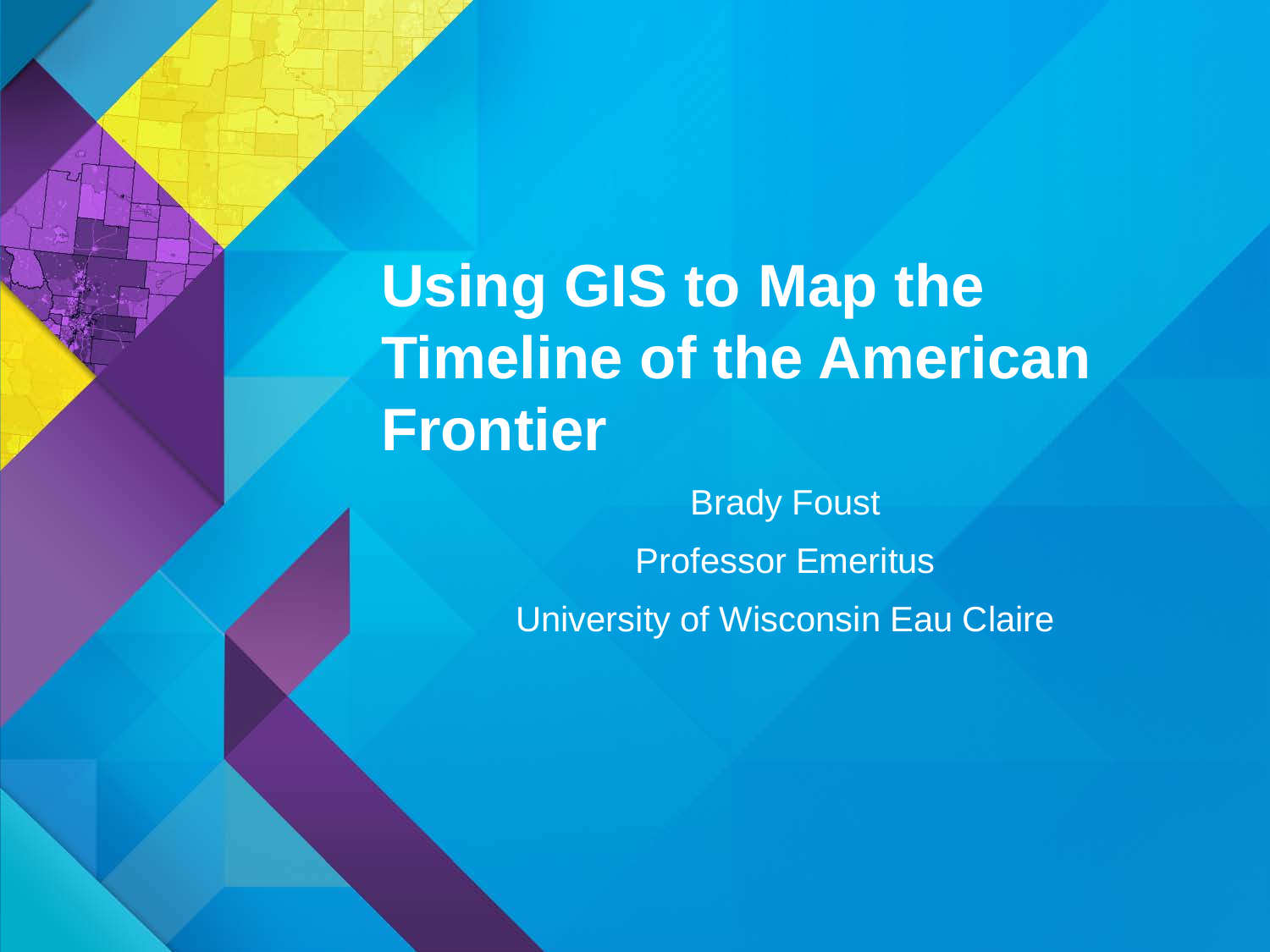# Using GIS to Map the Timeline of the American Frontier

Brady Foust

Professor Emeritus

University of Wisconsin Eau Claire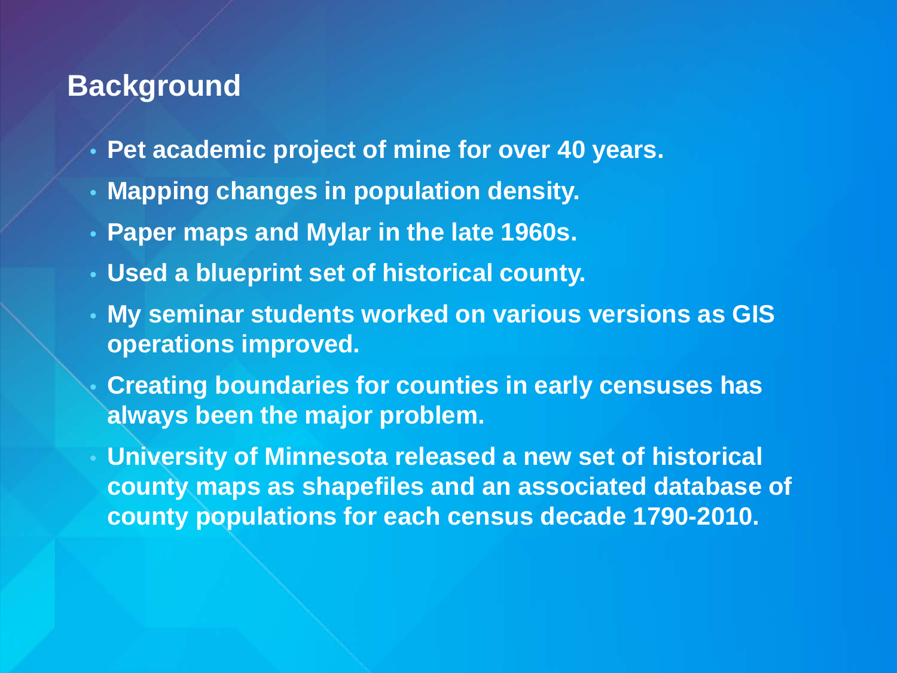## Background

- Pet academic project of mine for over 40 years.
- Mapping changes in population density.
- Paper maps and Mylar in the late 1960s.
- Used a blueprint set of historical county.
- My seminar students worked on various versions as GIS operations improved.
- Creating boundaries for counties in early censuses has always been the major problem.
- University of Minnesota released a new set of historical county maps as shapefiles and an associated database of county populations for each census decade 1790-2010.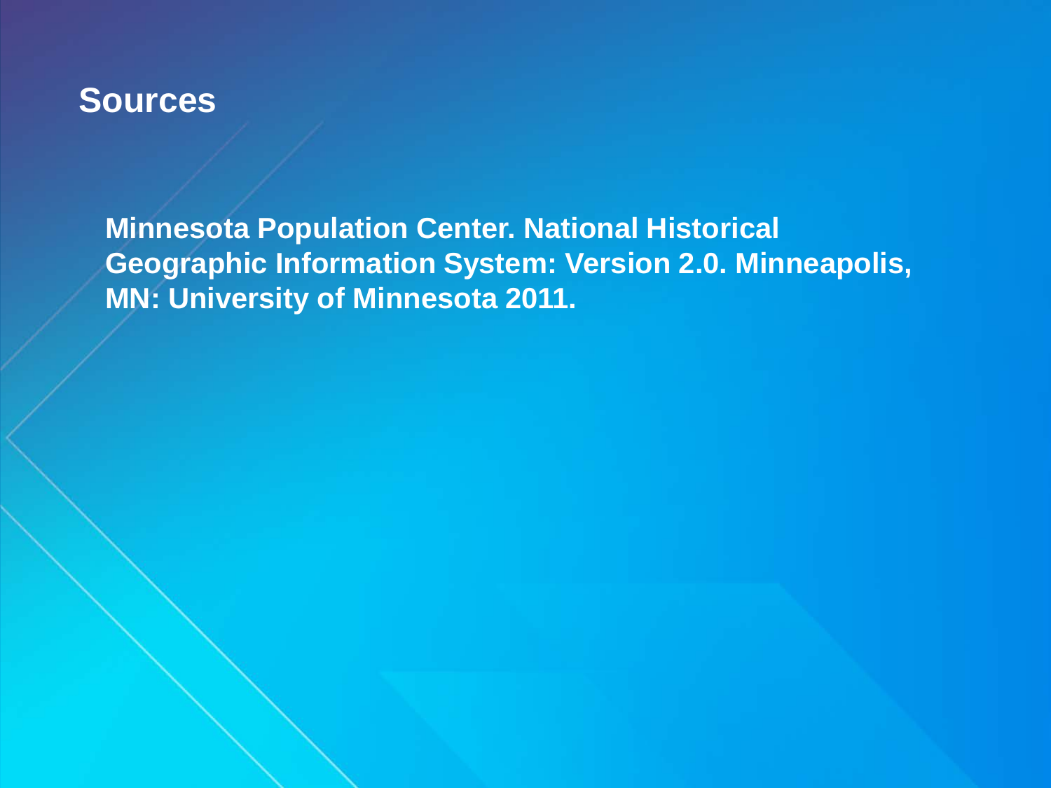## Sources

**Minnesota Population Center. National Historical Geographic Information System: Version 2.0. Minneapolis, MN: University of Minnesota 2011.**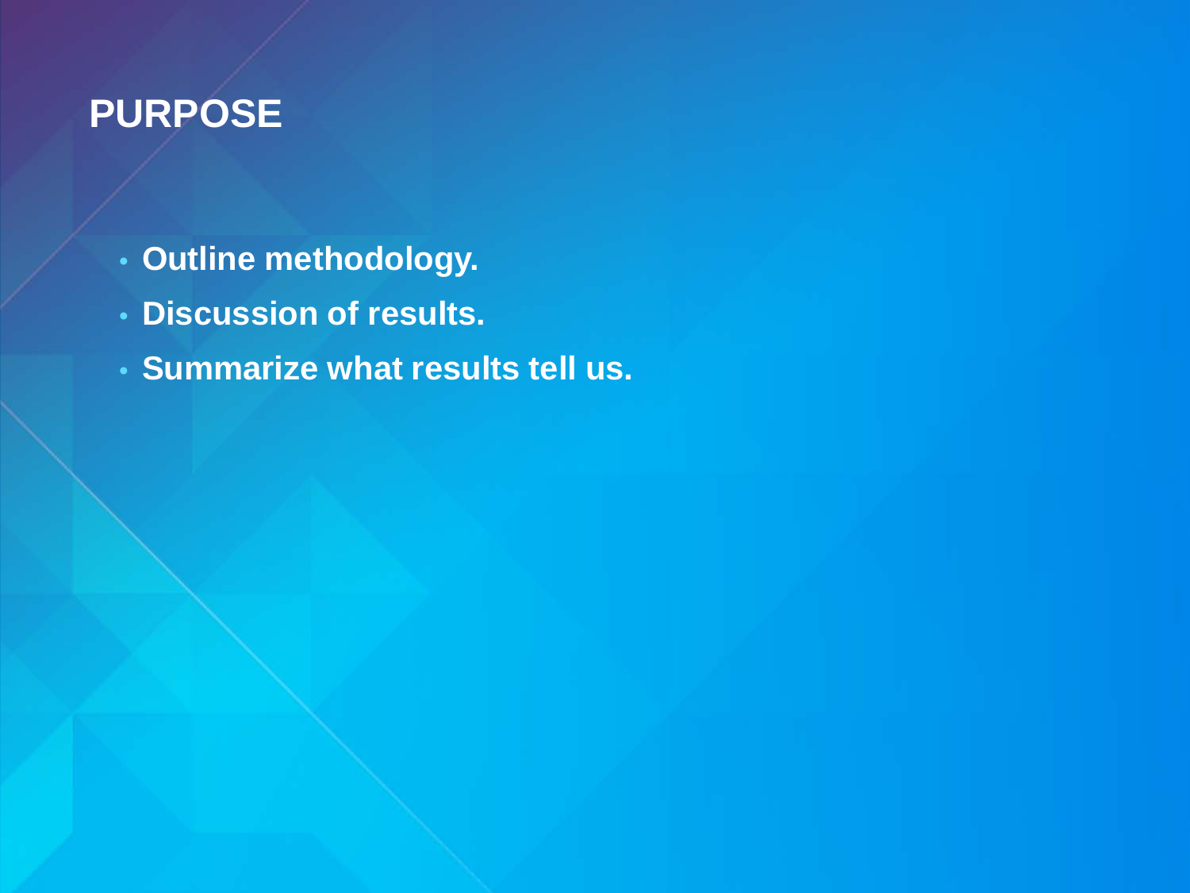# PURPOSE

- **Outline methodology.**
- **Discussion of results.**
- **Summarize what results tell us.**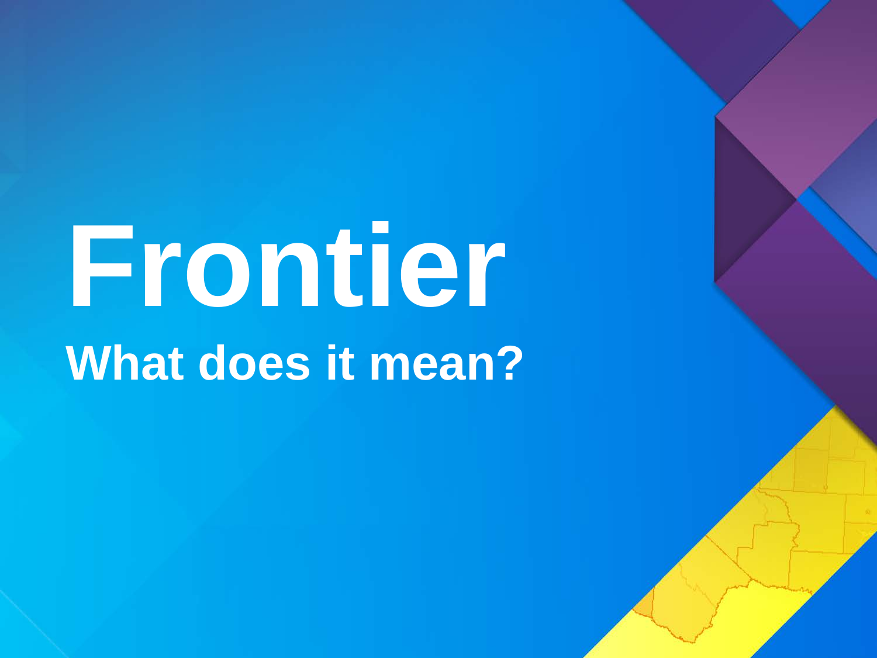# Frontier

## What does it mean?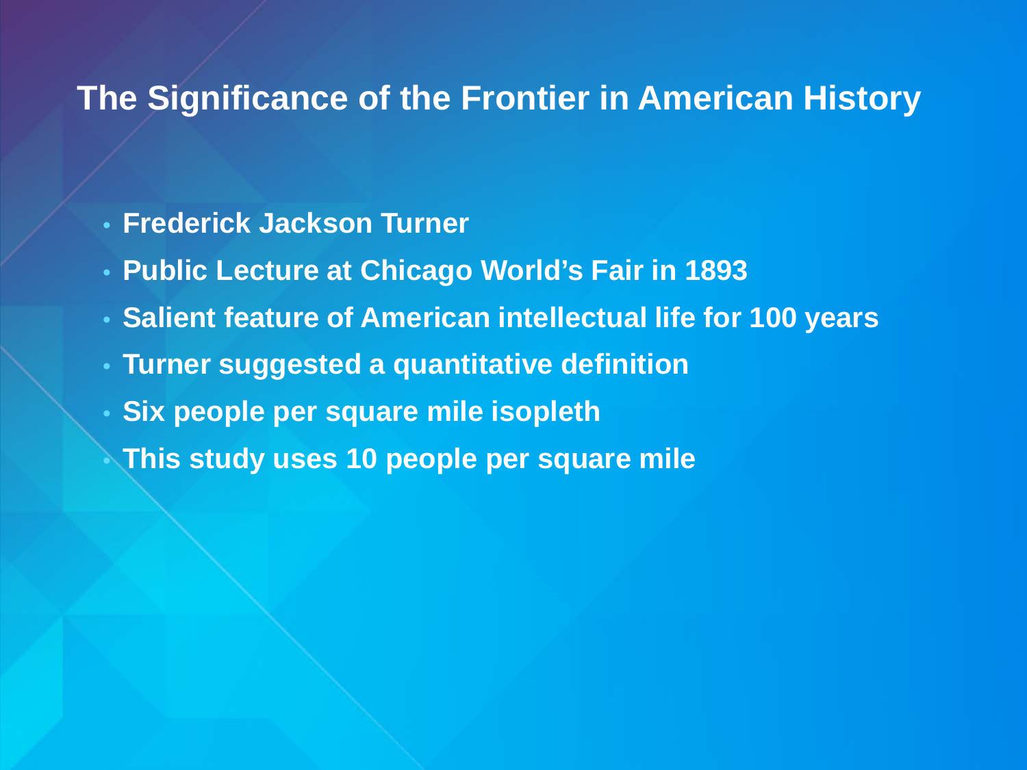# The Significance of the Frontier in American History

- **Frederick Jackson Turner**
- **Public Lecture at Chicago World's Fair in 1893**
- **Salient feature of American intellectual life for 100 years**
- **Turner suggested a quantitative definition**
- **Six people per square mile isopleth**
- **This study uses 10 people per square mile**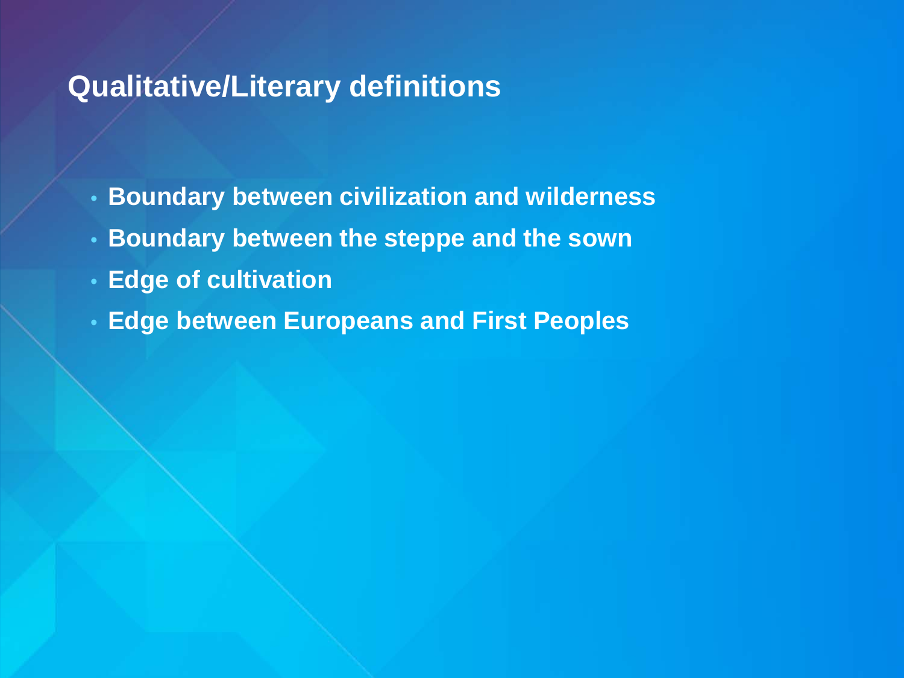## Qualitative/Literary definitions

- **Boundary between civilization and wilderness**
- **Boundary between the steppe and the sown**
- **Edge of cultivation**
- **Edge between Europeans and First Peoples**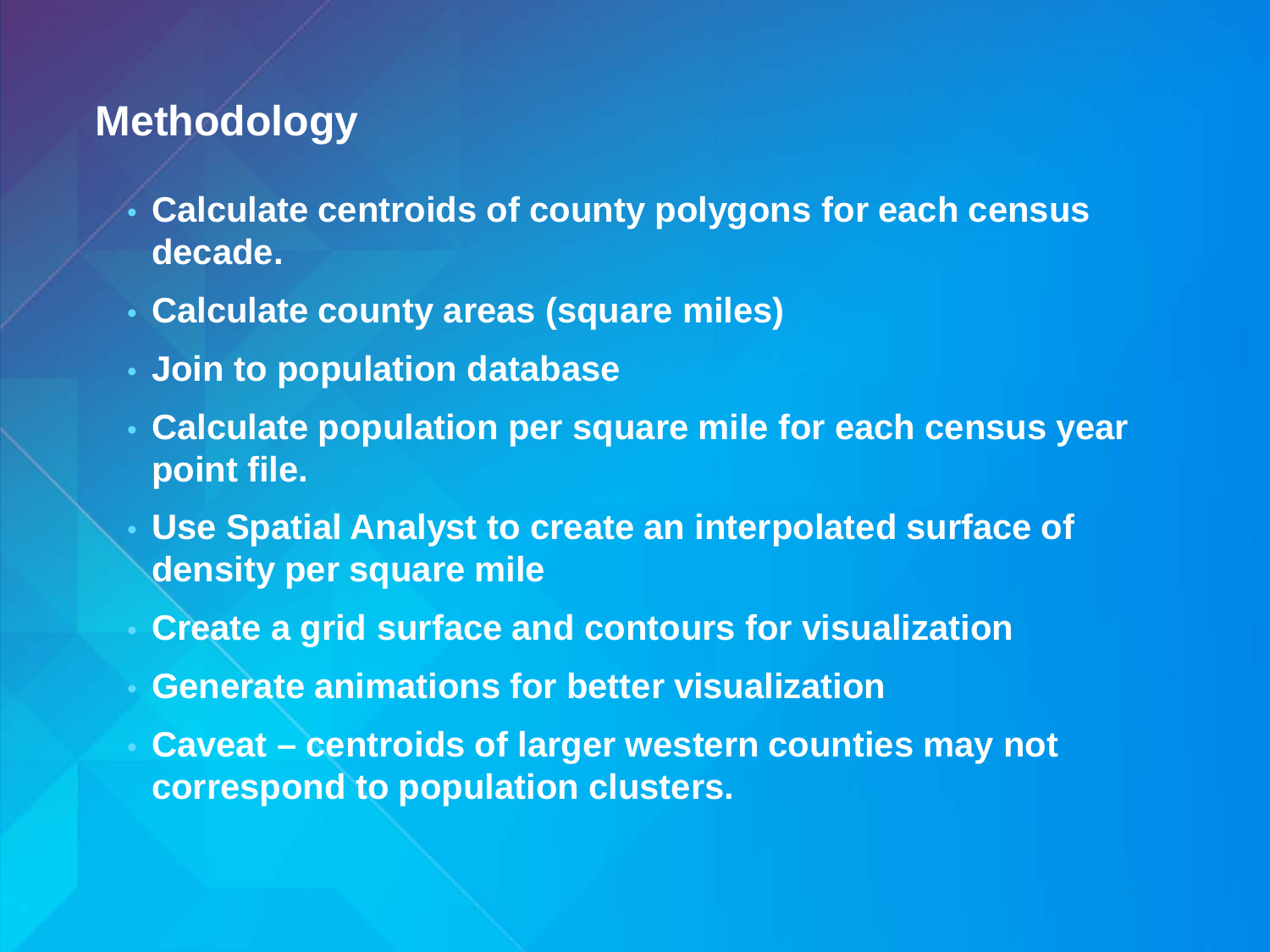## Methodology

- **Calculate centroids of county polygons for each census decade.**
- **Calculate county areas (square miles)**
- **Join to population database**
- **Calculate population per square mile for each census year point file.**
- **Use Spatial Analyst to create an interpolated surface of density per square mile**
- **Create a grid surface and contours for visualization**
- **Generate animations for better visualization**
- **Caveat – centroids of larger western counties may not correspond to population clusters.**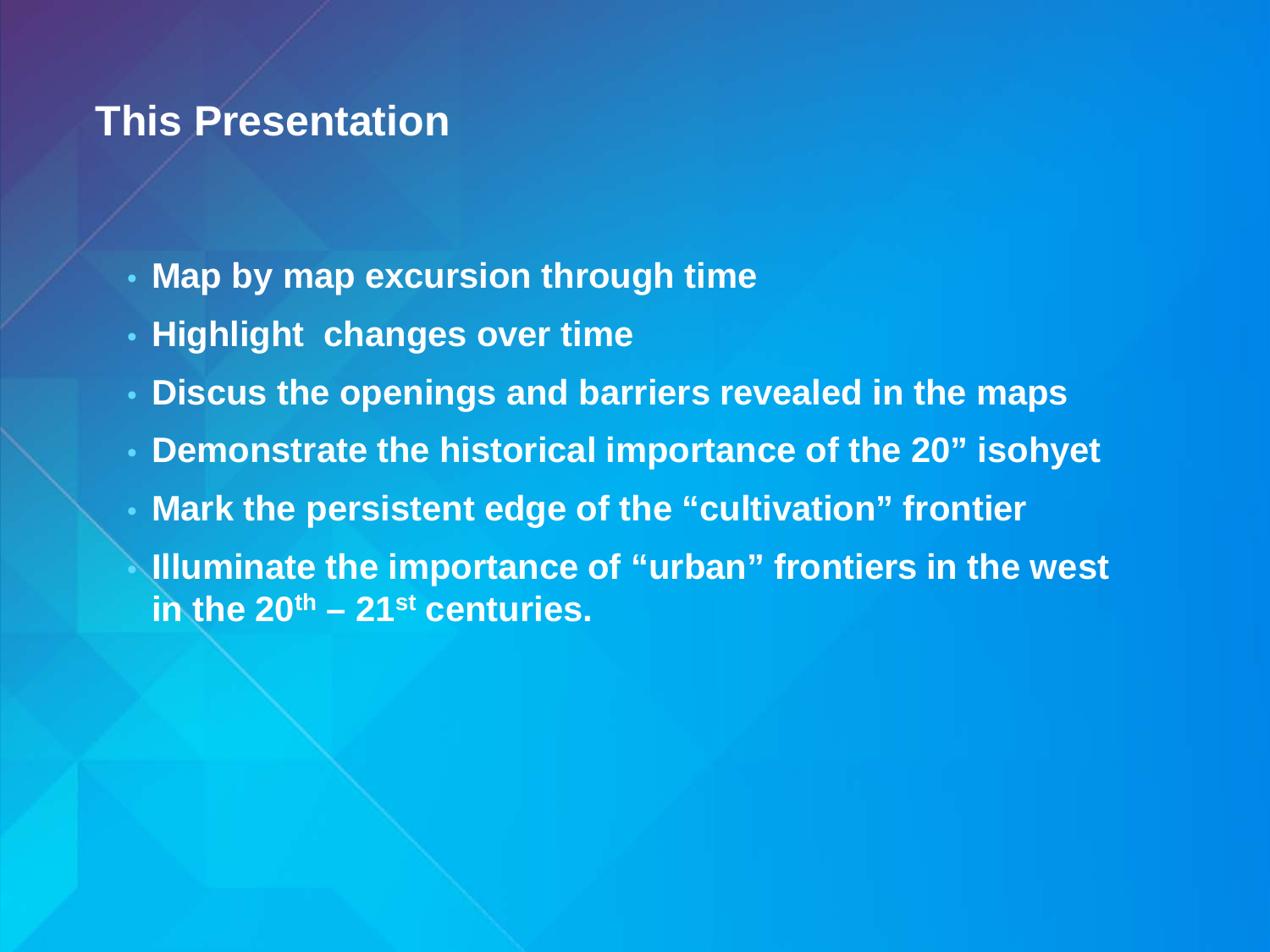## This Presentation

- Map by map excursion through time
- Highlight changes over time
- Discus the openings and barriers revealed in the maps
- Demonstrate the historical importance of the 20” isohyet
- Mark the persistent edge of the “cultivation” frontier
- Illuminate the importance of “urban” frontiers in the west in the 20th – 21st centuries.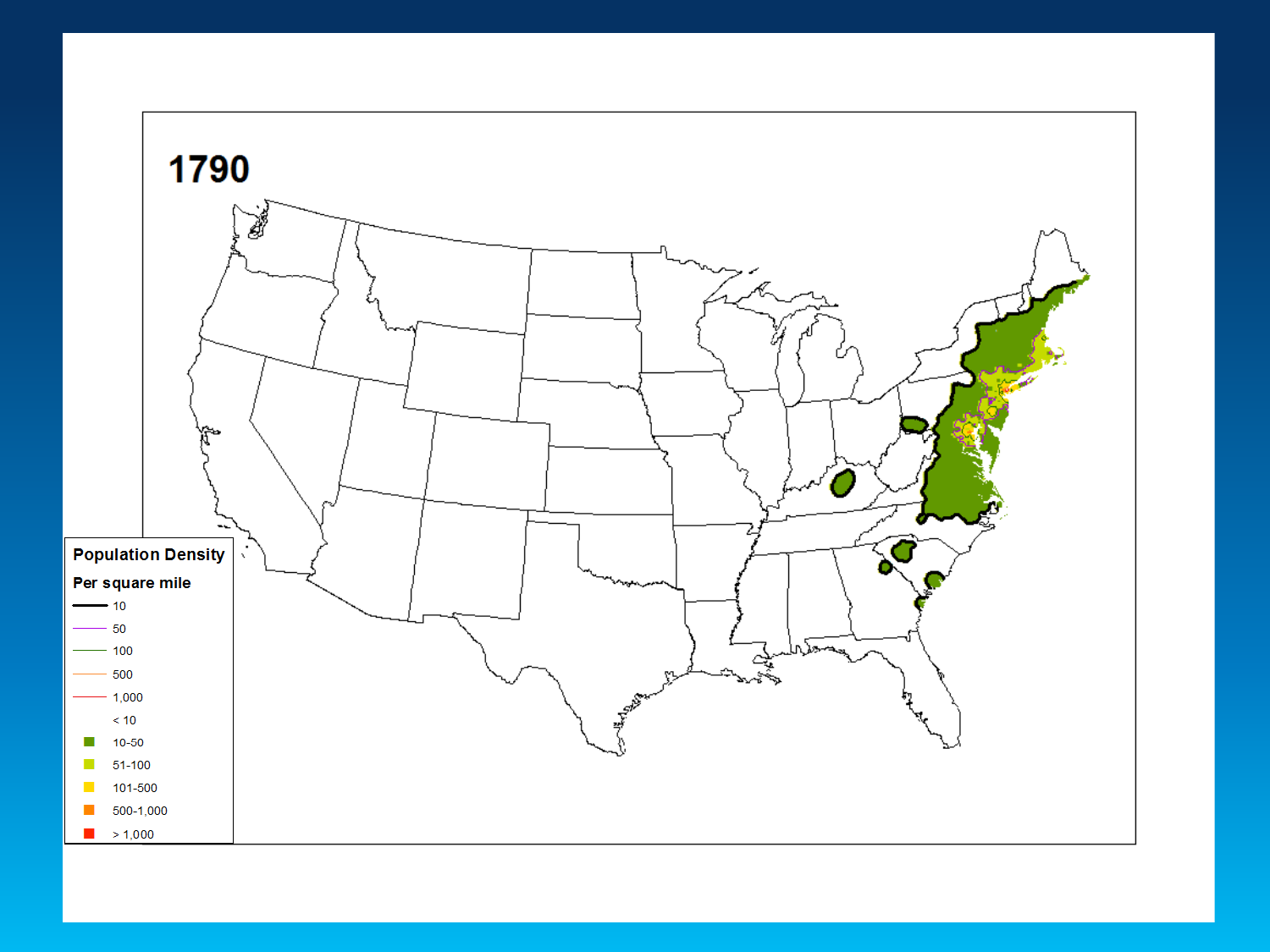# 1790

**Population Density**

**Per square mile**

- 10
- 50
- 100
- 500
- 1,000
- < 10
- 10-50
- 51-100
- 101-500
- 500-1,000
- > 1,000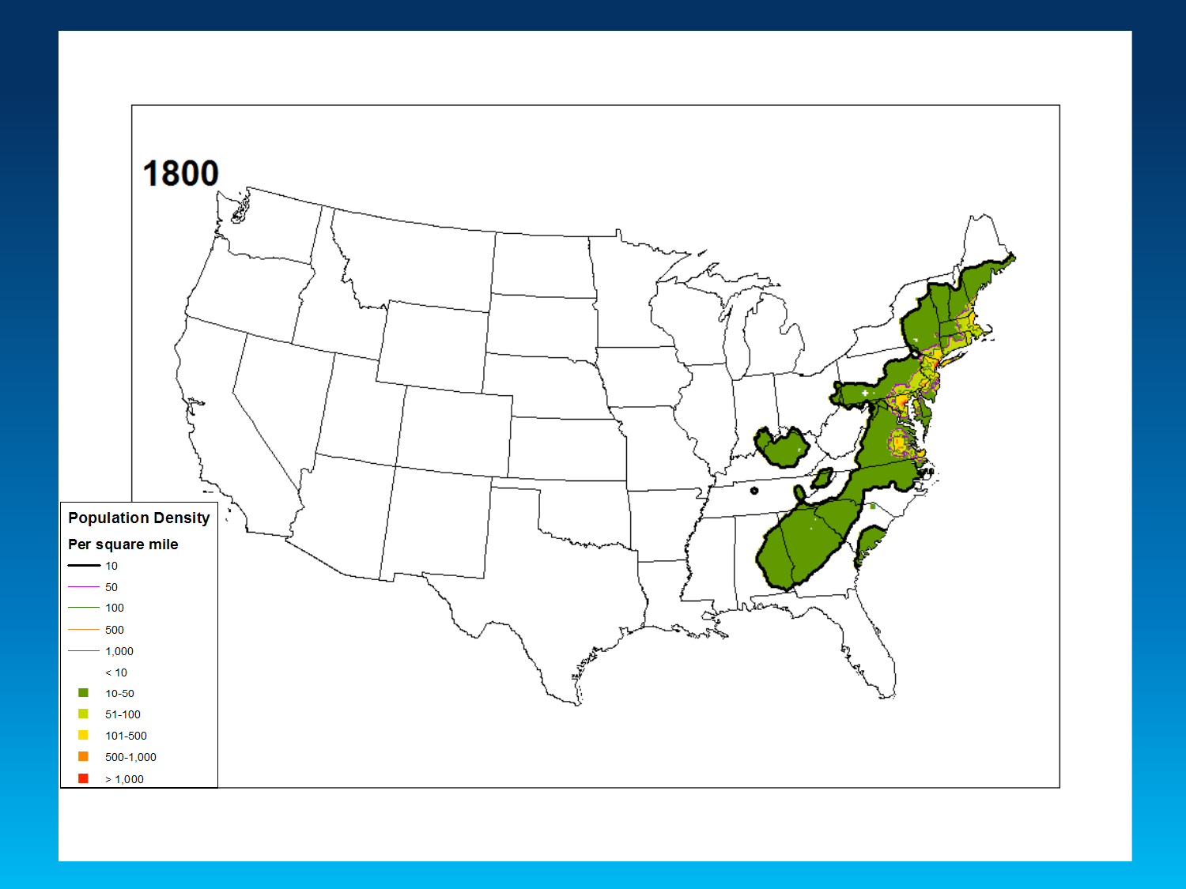# 1800

**Population Density**

**Per square mile**

- 10
- 50
- 100
- 500
- 1,000
- < 10
- 10-50
- 51-100
- 101-500
- 500-1,000
- > 1,000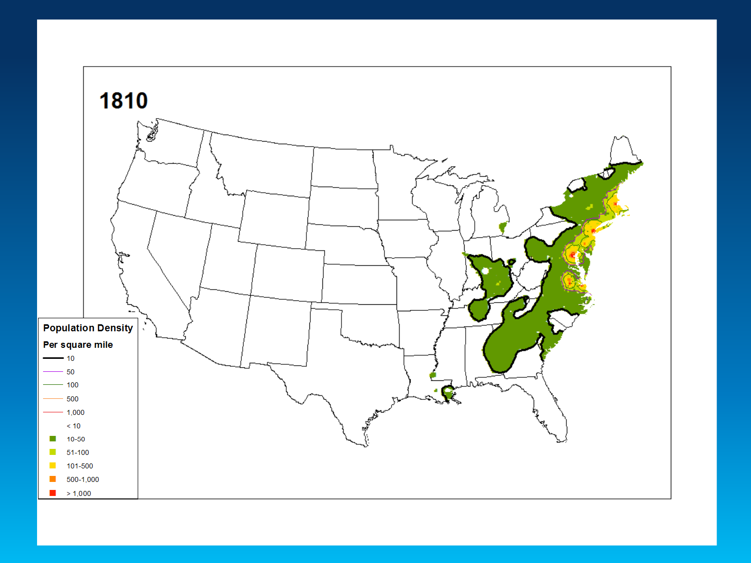# 1810

**Population Density**

**Per square mile**

- 10
- 50
- 100
- 500
- 1,000
- < 10
- 10-50
- 51-100
- 101-500
- 500-1,000
- > 1,000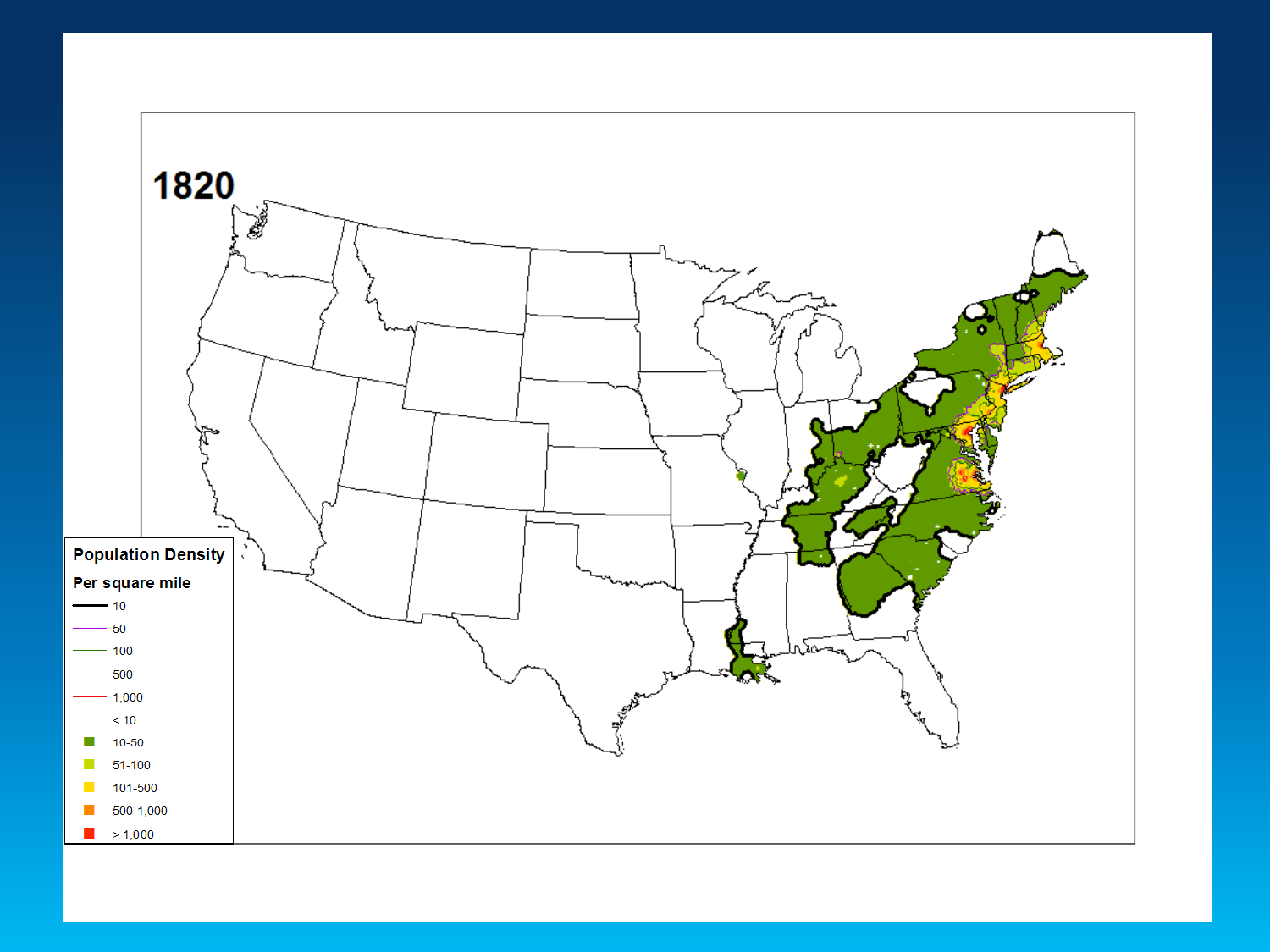1820

**Population Density**

**Per square mile**

- 10
- 50
- 100
- 500
- 1,000
- < 10
- 10-50
- 51-100
- 101-500
- 500-1,000
- > 1,000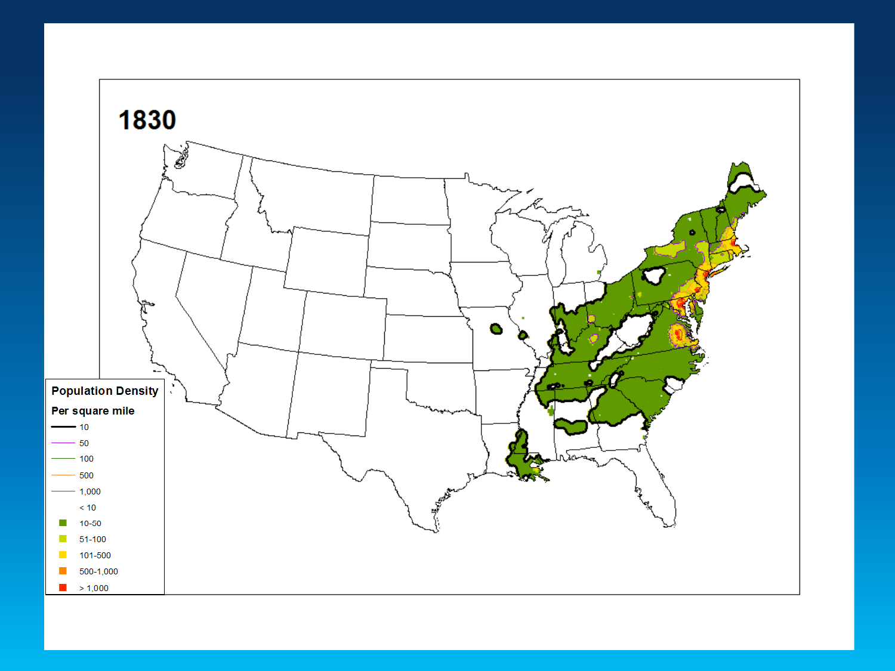# 1830

**Population Density**

**Per square mile**

| Contour lines | |
|---|---|
| 10 | |
| 50 | |
| 100 | |
| 500 | |
| 1,000 | |

| Shading | |
|---|---|
| < 10 | |
| 10-50 | |
| 51-100 | |
| 101-500 | |
| 500-1,000 | |
| > 1,000 | |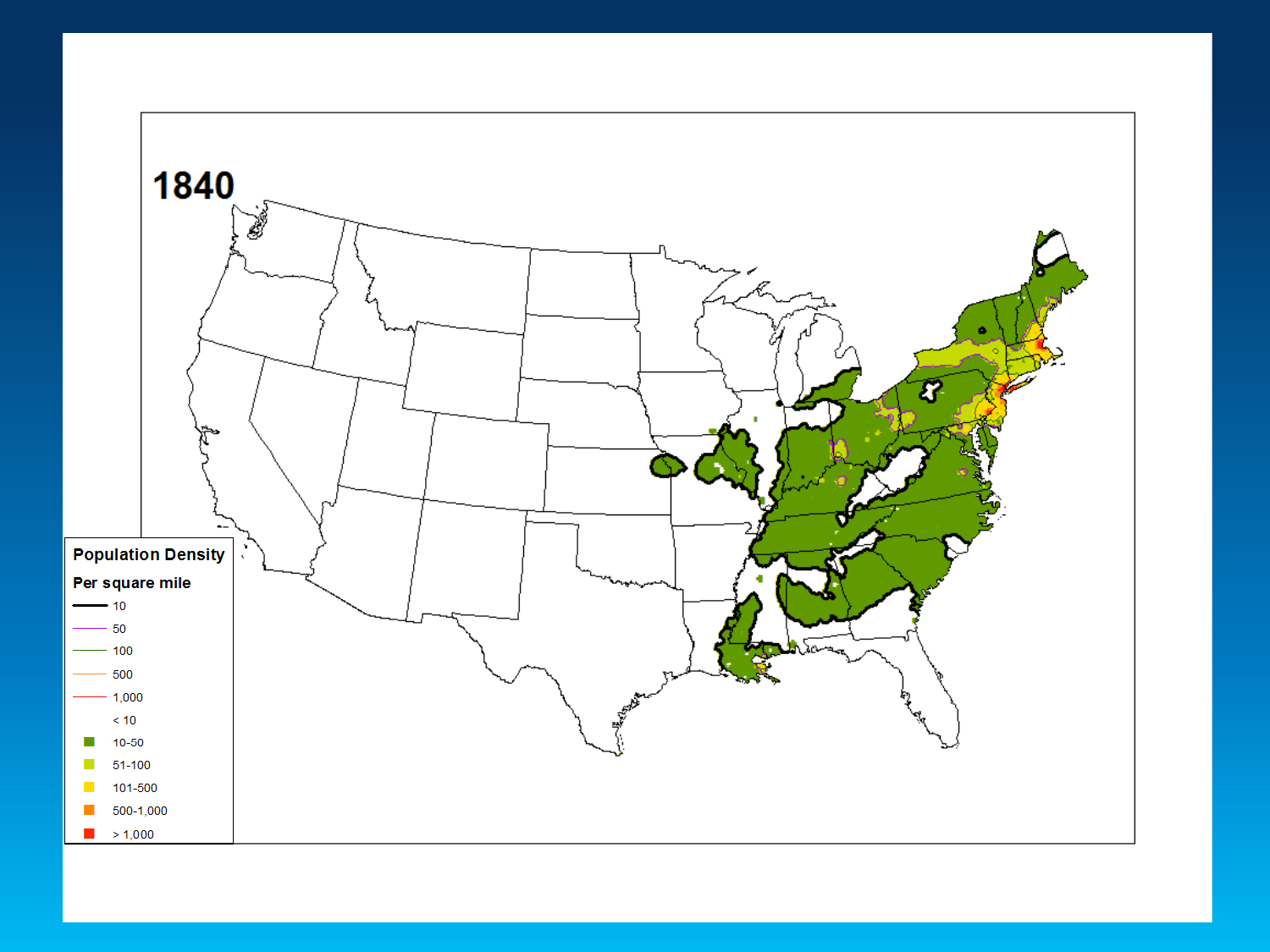1840

**Population Density**

**Per square mile**

- 10
- 50
- 100
- 500
- 1,000
- < 10
- 10-50
- 51-100
- 101-500
- 500-1,000
- > 1,000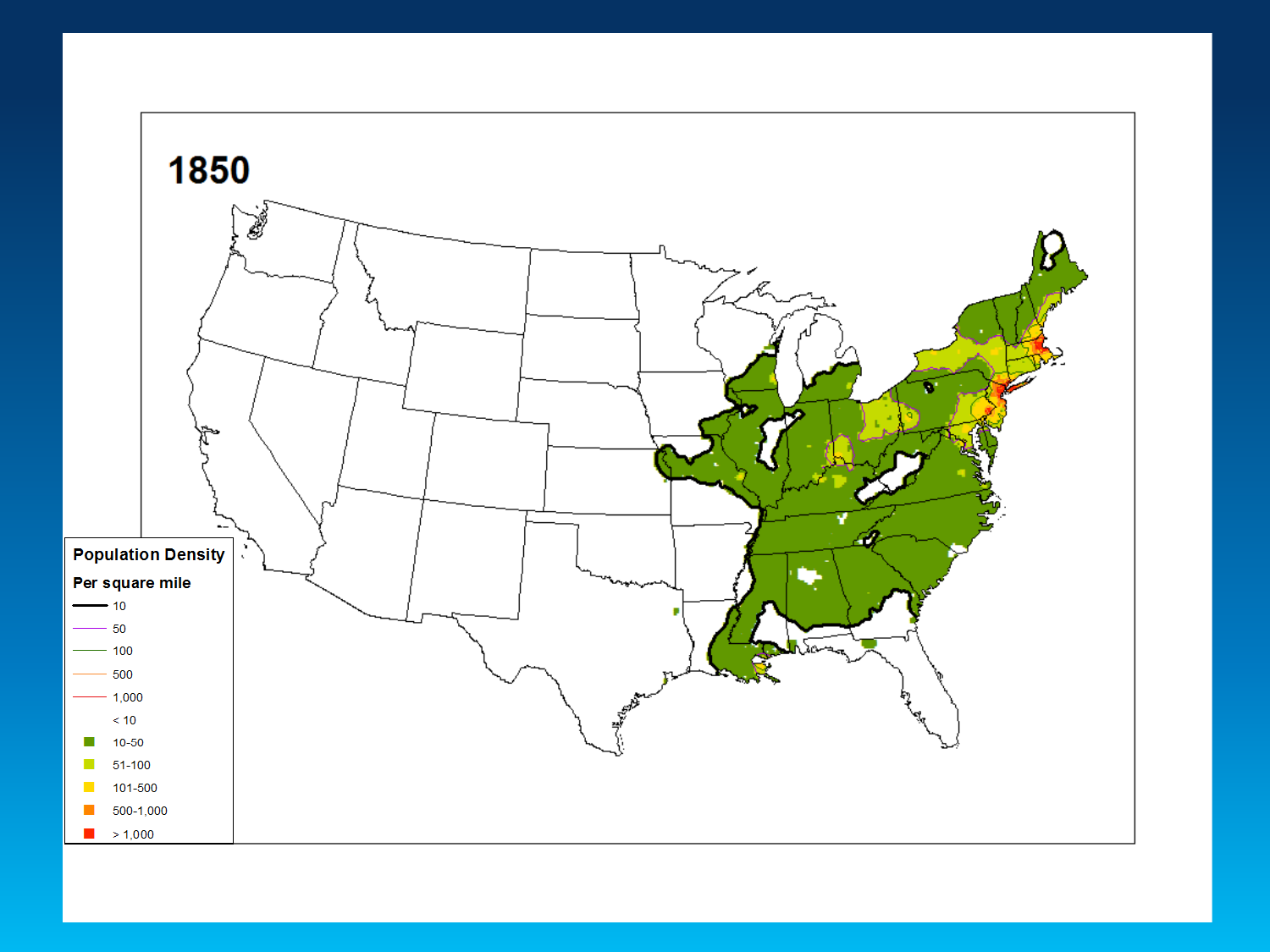1850

Population Density

Per square mile

- 10
- 50
- 100
- 500
- 1,000
- < 10
- 10-50
- 51-100
- 101-500
- 500-1,000
- > 1,000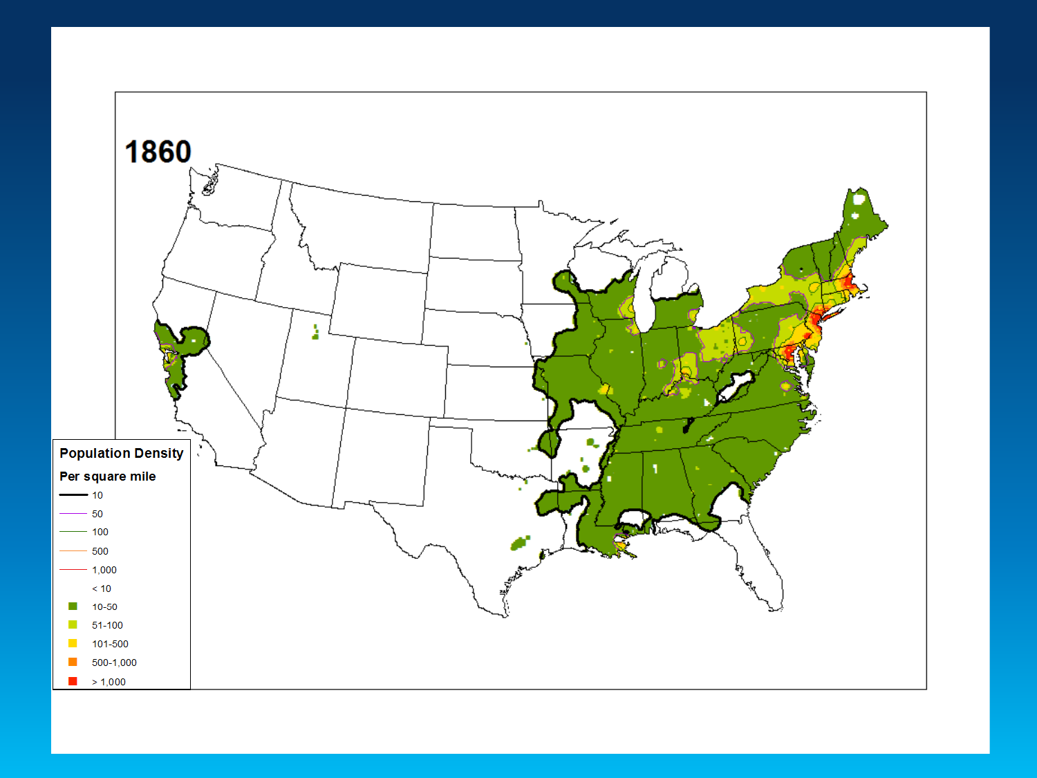1860

**Population Density**

**Per square mile**

- 10
- 50
- 100
- 500
- 1,000
- < 10
- 10-50
- 51-100
- 101-500
- 500-1,000
- > 1,000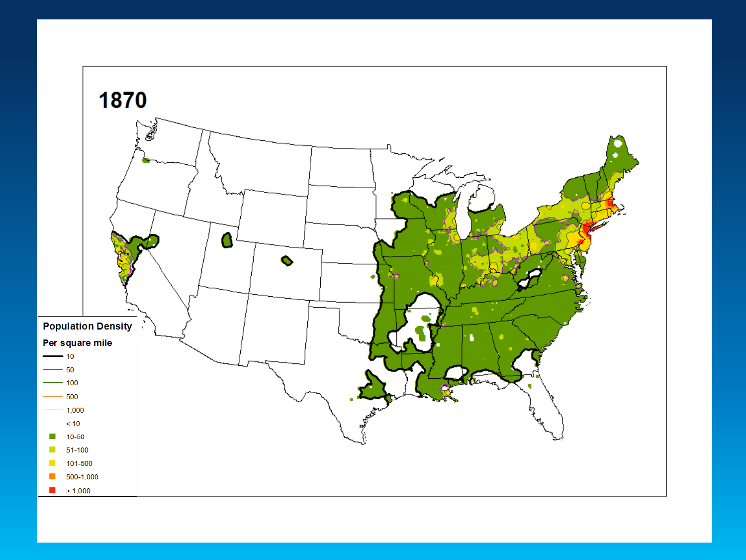# 1870

**Population Density**

**Per square mile**

- 10
- 50
- 100
- 500
- 1,000
- < 10
- 10-50
- 51-100
- 101-500
- 500-1,000
- > 1,000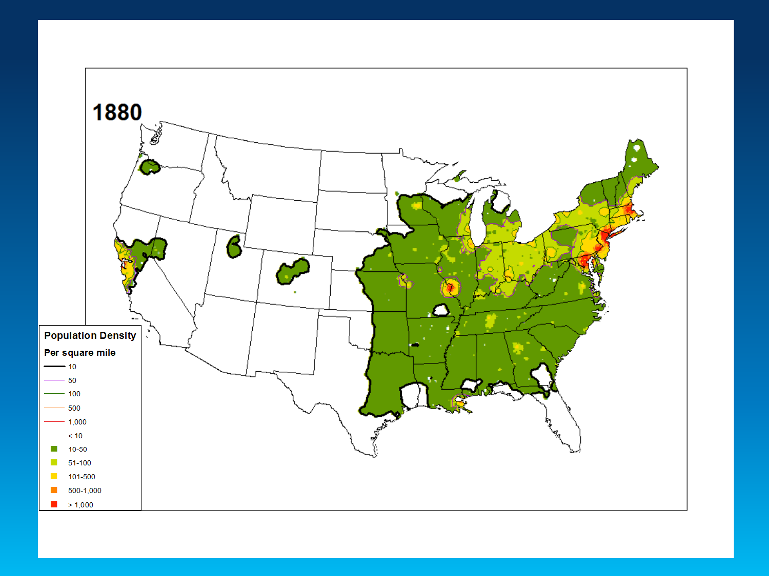# 1880

**Population Density**

**Per square mile**

| Line | Value |
|---|---|
| Black line | 10 |
| Purple line | 50 |
| Green line | 100 |
| Orange line | 500 |
| Blue line | 1,000 |

| Fill | Value |
|---|---|
| (none) | < 10 |
| Dark green | 10-50 |
| Light green | 51-100 |
| Yellow | 101-500 |
| Orange | 500-1,000 |
| Red | > 1,000 |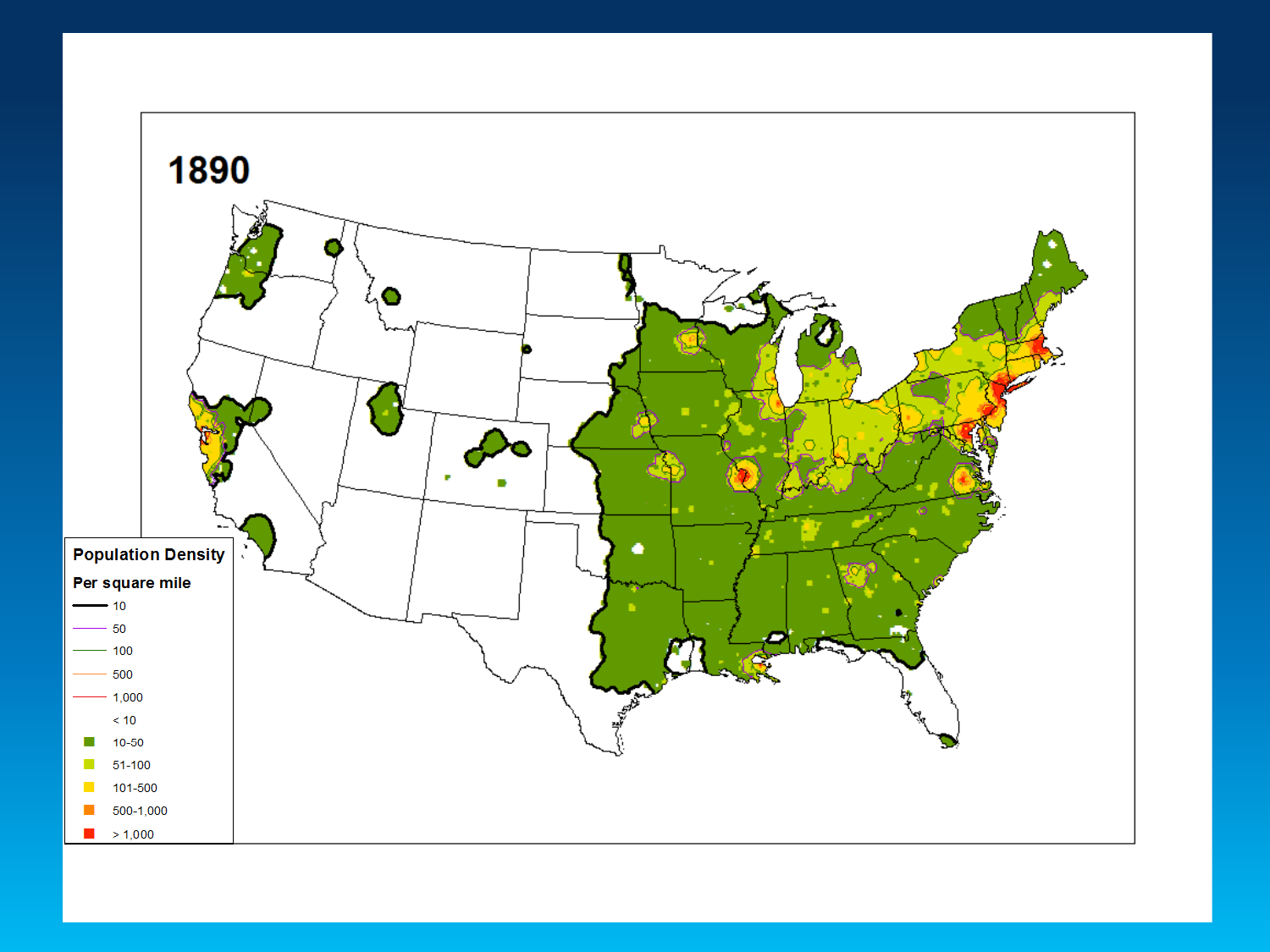# 1890

**Population Density**

**Per square mile**

| Contour lines | |
|---|---|
| 10 | |
| 50 | |
| 100 | |
| 500 | |
| 1,000 | |

| Fill | |
|---|---|
| < 10 | |
| 10-50 | |
| 51-100 | |
| 101-500 | |
| 500-1,000 | |
| > 1,000 | |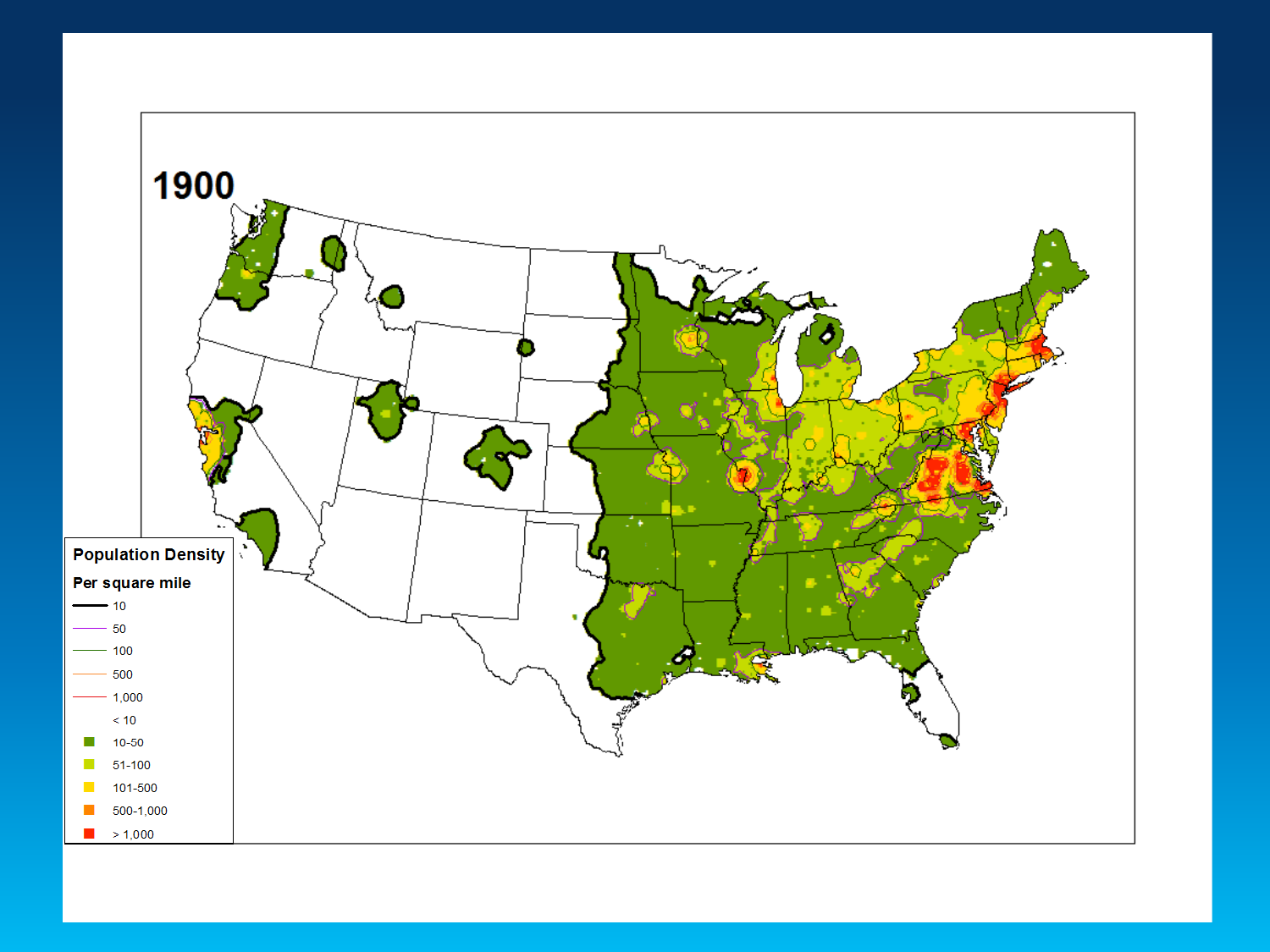1900

Population Density

Per square mile

| Line | Value |
| --- | --- |
| Black line | 10 |
| Purple line | 50 |
| Green line | 100 |
| Orange line | 500 |
| Dark line | 1,000 |

| Fill | Range |
| --- | --- |
| (white) | < 10 |
| Dark green | 10-50 |
| Light green | 51-100 |
| Yellow | 101-500 |
| Orange | 500-1,000 |
| Red | > 1,000 |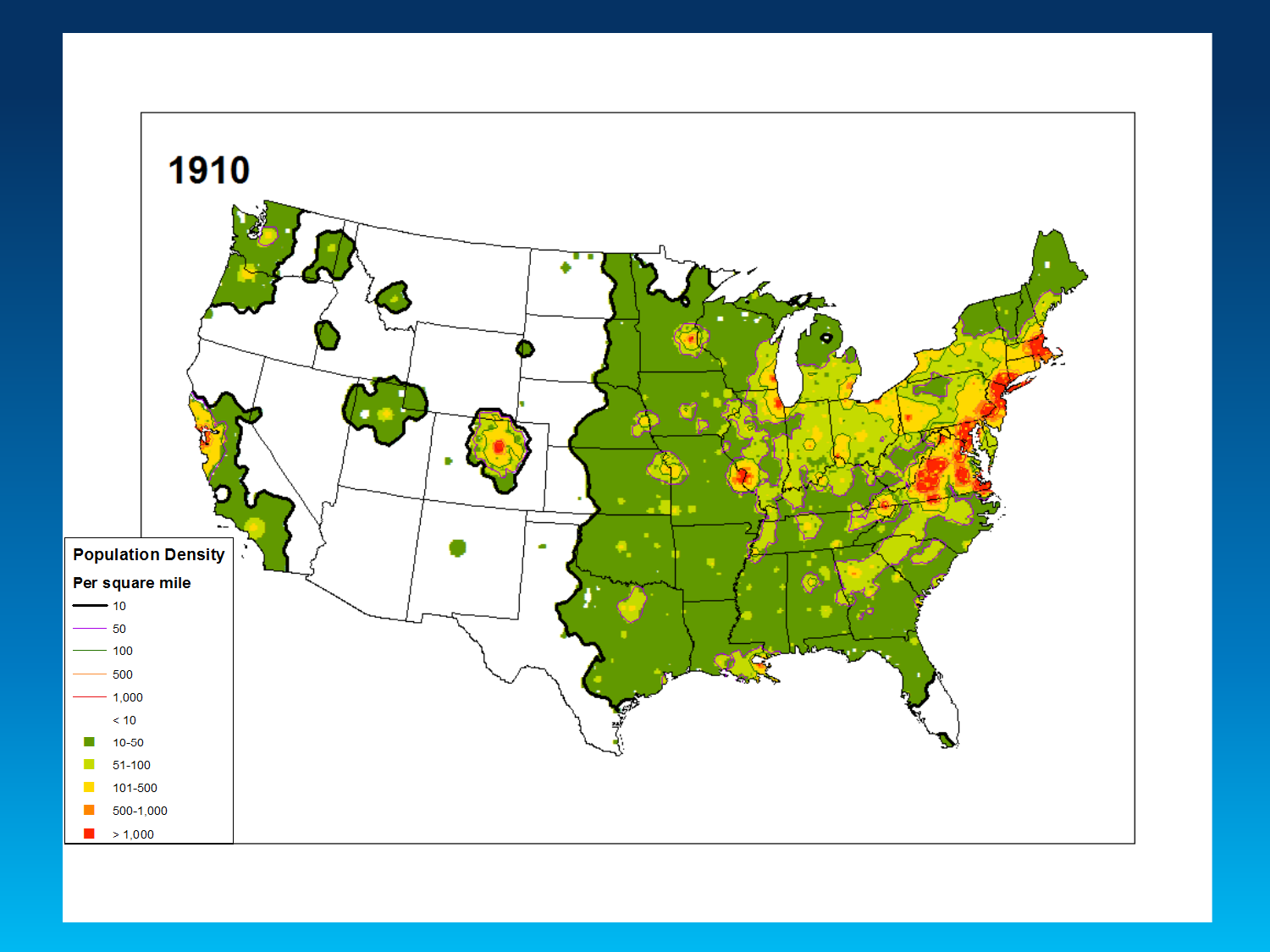# 1910

**Population Density**

**Per square mile**

- 10
- 50
- 100
- 500
- 1,000
- < 10
- 10-50
- 51-100
- 101-500
- 500-1,000
- > 1,000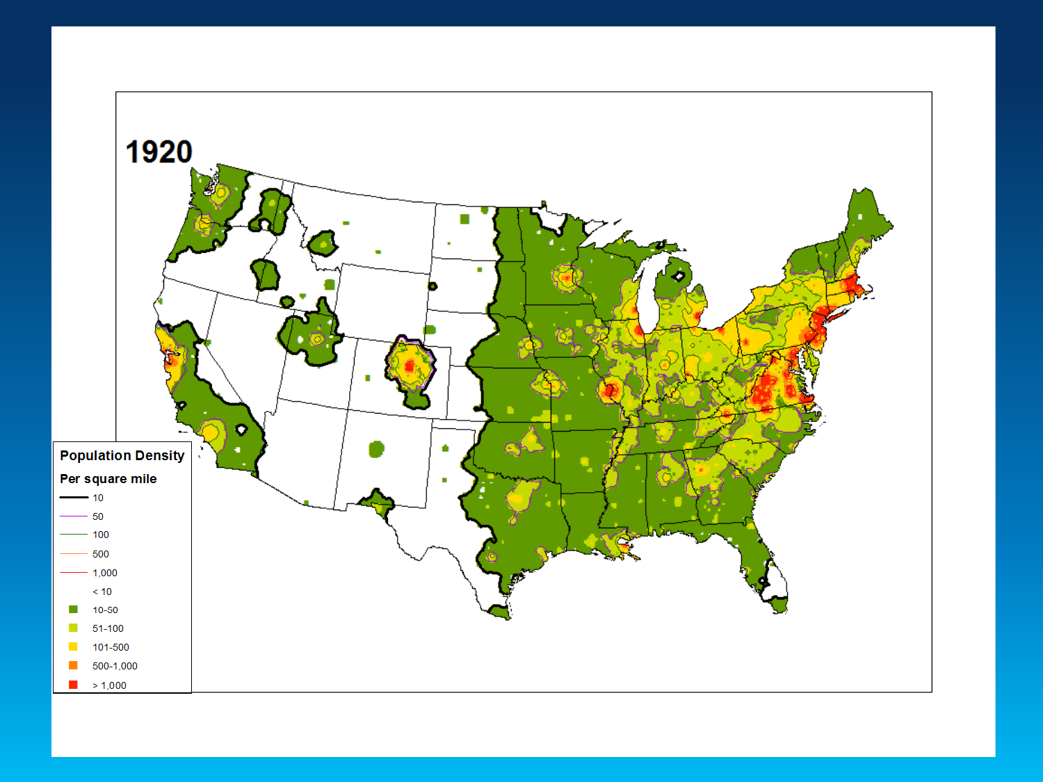1920

Population Density

Per square mile

| Symbol | Value |
| --- | --- |
| Line | 10 |
| Line | 50 |
| Line | 100 |
| Line | 500 |
| Line | 1,000 |
| Fill | < 10 |
| Fill | 10-50 |
| Fill | 51-100 |
| Fill | 101-500 |
| Fill | 500-1,000 |
| Fill | > 1,000 |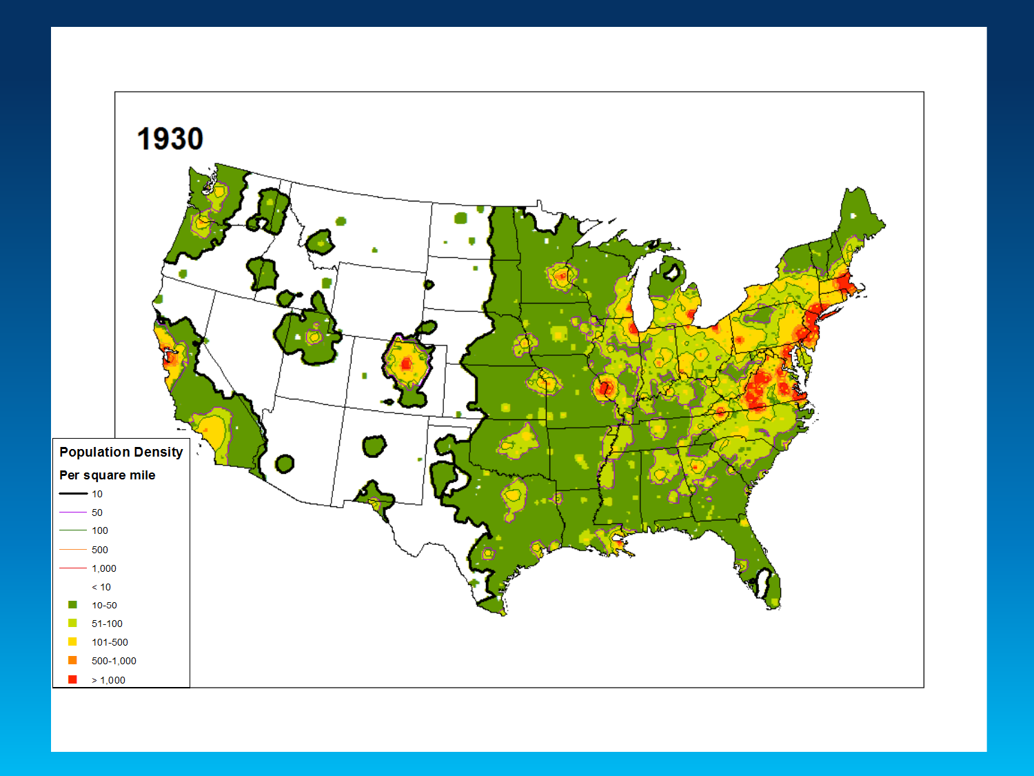# 1930

**Population Density**

**Per square mile**

- 10
- 50
- 100
- 500
- 1,000
- < 10
- 10-50
- 51-100
- 101-500
- 500-1,000
- > 1,000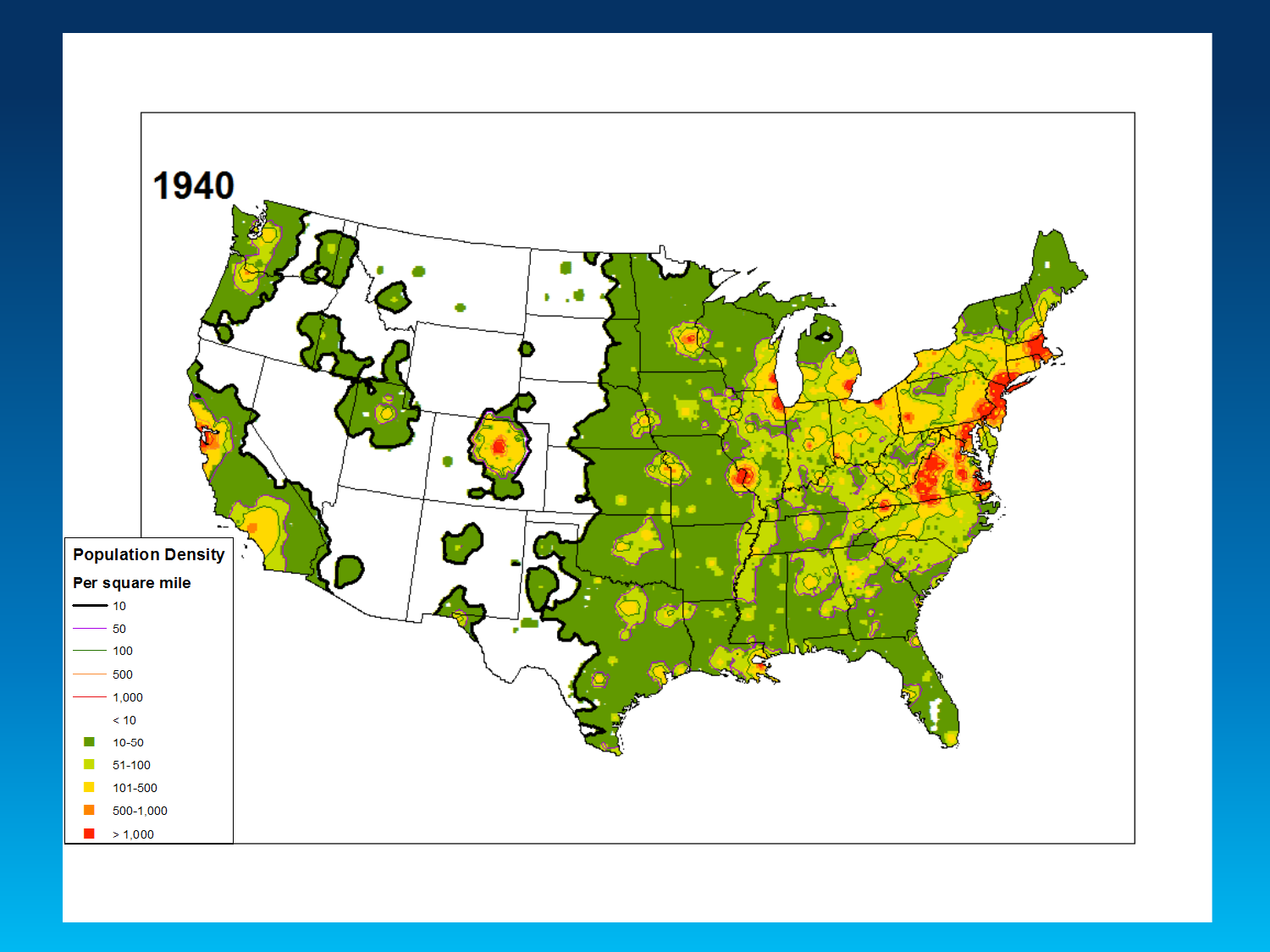# 1940

**Population Density**

**Per square mile**

- 10
- 50
- 100
- 500
- 1,000
- < 10
- 10-50
- 51-100
- 101-500
- 500-1,000
- > 1,000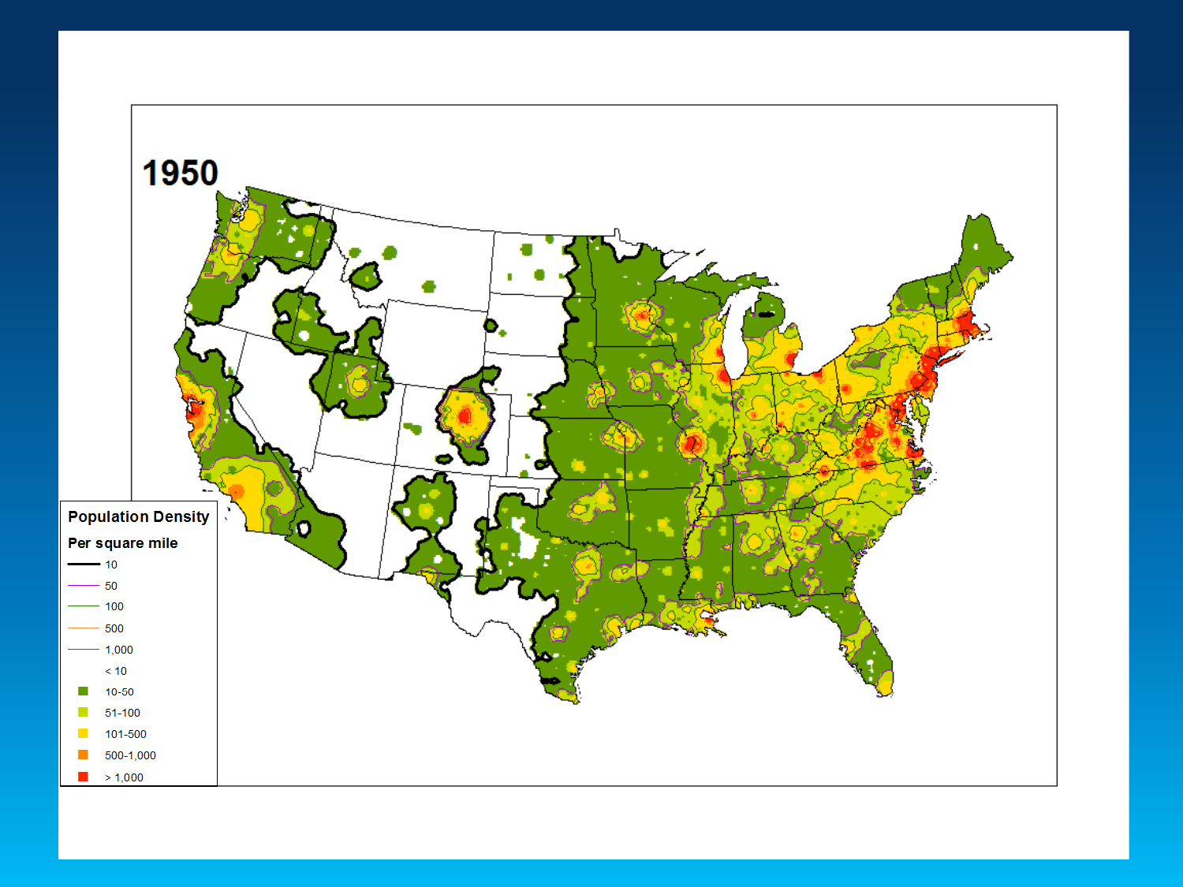# 1950

**Population Density**

**Per square mile**

- 10
- 50
- 100
- 500
- 1,000
- < 10
- 10-50
- 51-100
- 101-500
- 500-1,000
- > 1,000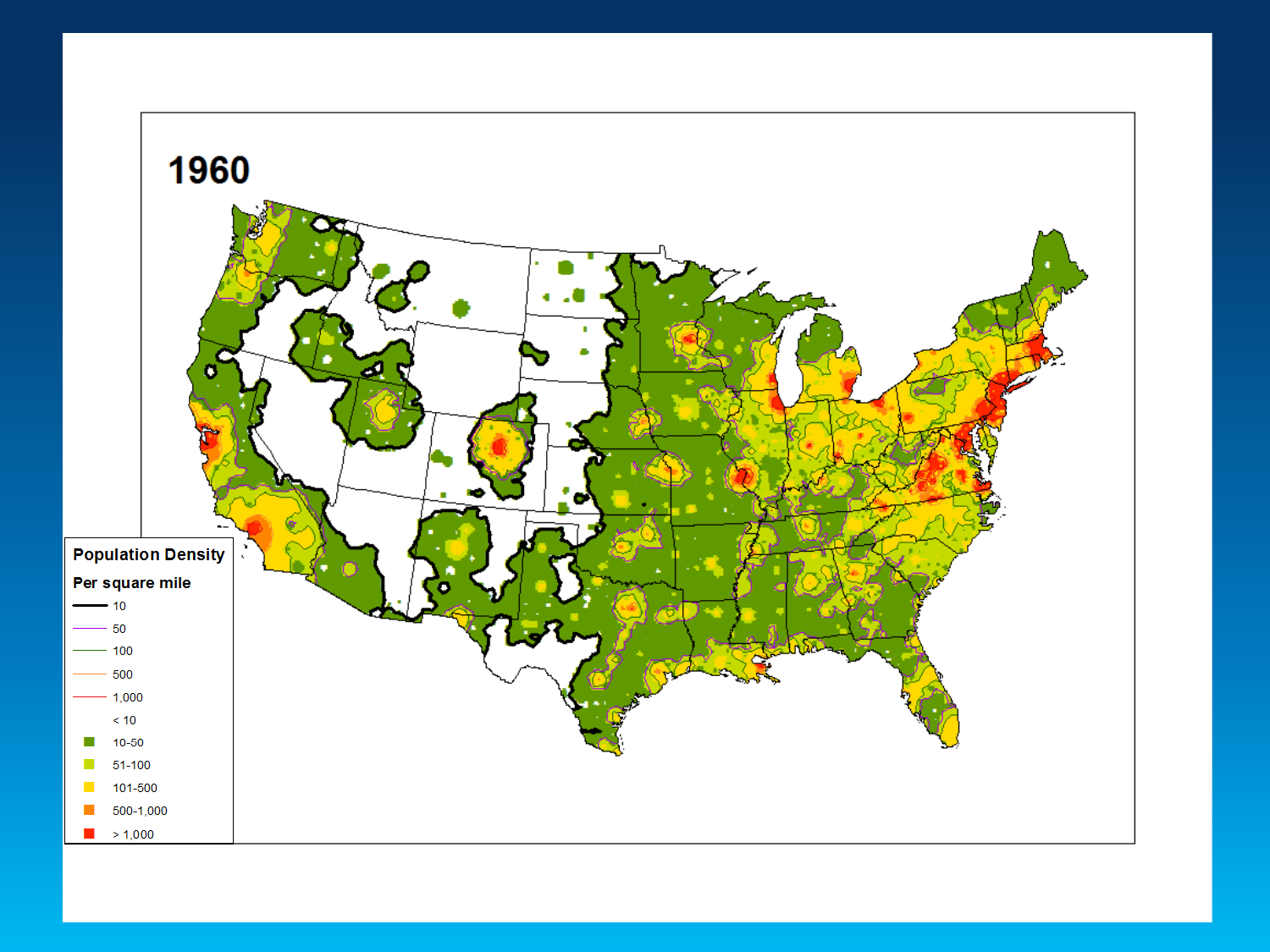# 1960

**Population Density**

**Per square mile**

| Contour line | |
|---|---|
| Black | 10 |
| Purple | 50 |
| Green | 100 |
| Orange | 500 |
| Dark blue | 1,000 |

| Fill color | |
|---|---|
| White | < 10 |
| Dark green | 10-50 |
| Light green | 51-100 |
| Yellow | 101-500 |
| Orange | 500-1,000 |
| Red | > 1,000 |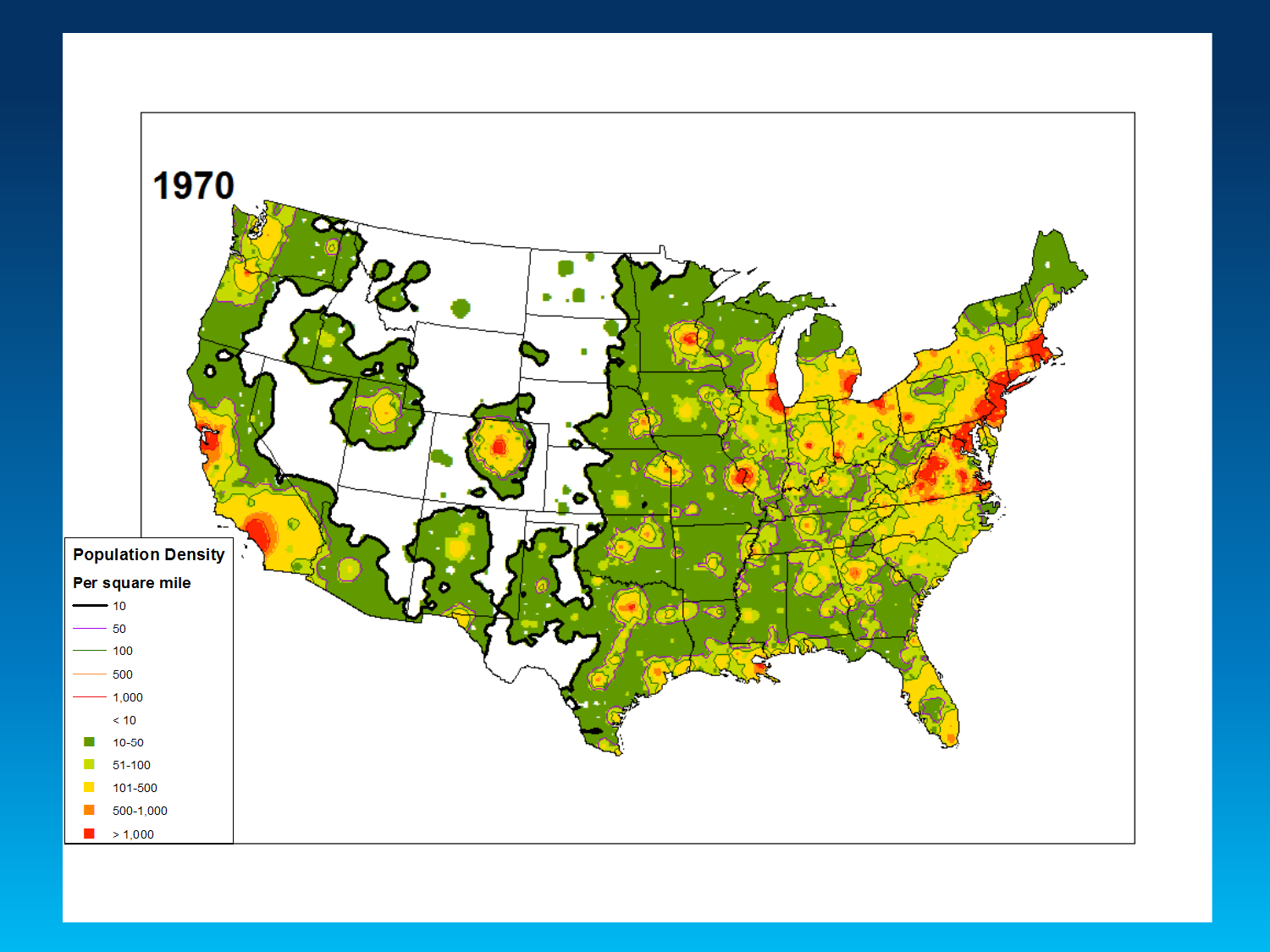# 1970

**Population Density**

**Per square mile**

| Symbol | Value |
|---|---|
| Black line | 10 |
| Purple line | 50 |
| Green line | 100 |
| Orange line | 500 |
| Dark blue line | 1,000 |
| White | < 10 |
| Dark green | 10-50 |
| Light green | 51-100 |
| Yellow | 101-500 |
| Orange | 500-1,000 |
| Red | > 1,000 |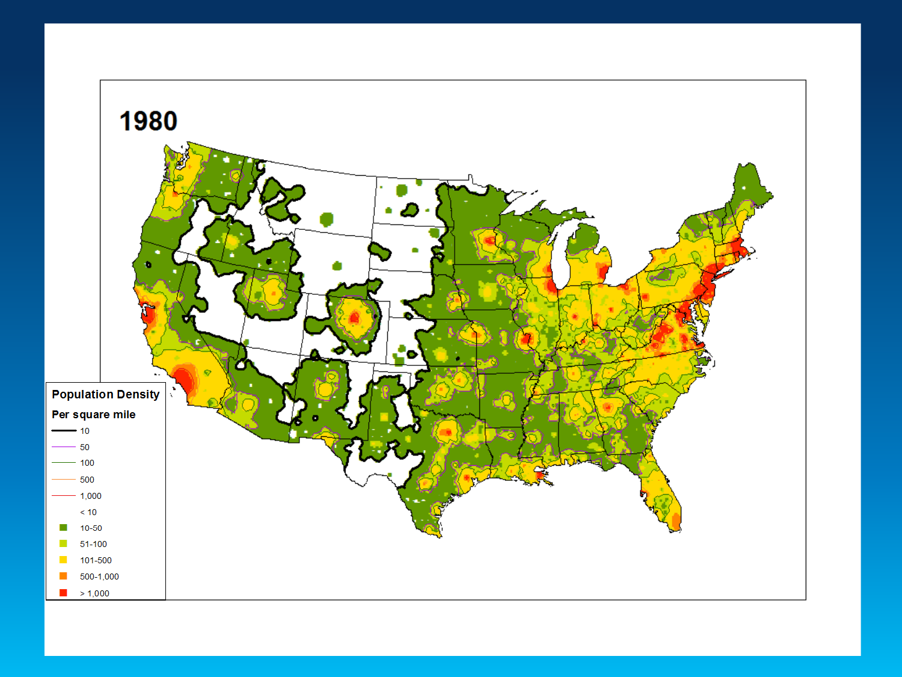# 1980

**Population Density**

**Per square mile**

- 10
- 50
- 100
- 500
- 1,000
- < 10
- 10-50
- 51-100
- 101-500
- 500-1,000
- > 1,000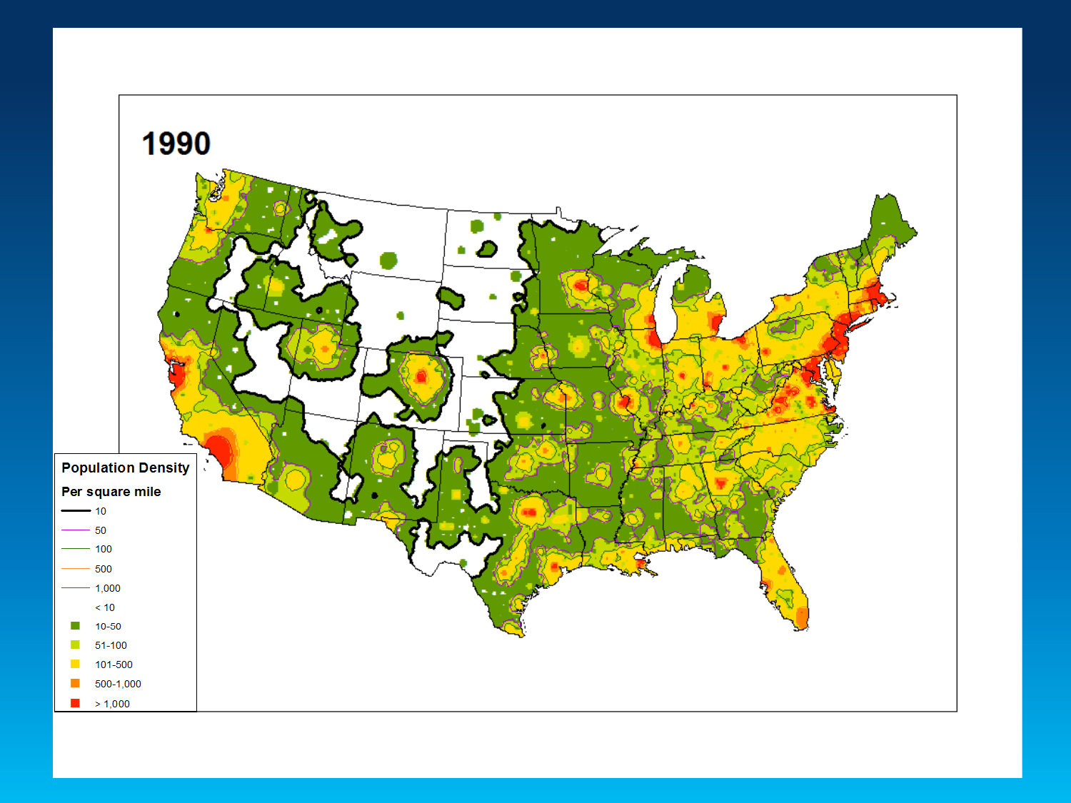# 1990

**Population Density**

**Per square mile**

| Contour lines | Shading |
| --- | --- |
| 10 | < 10 |
| 50 | 10-50 |
| 100 | 51-100 |
| 500 | 101-500 |
| 1,000 | 500-1,000 |
|  | > 1,000 |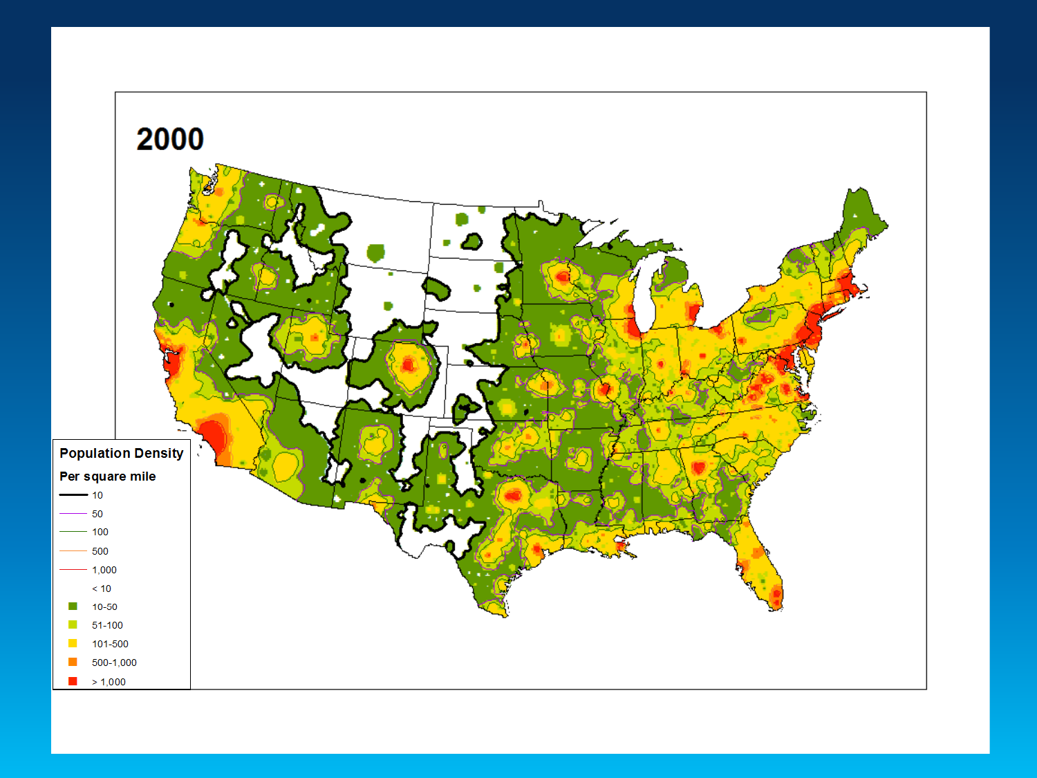# 2000

**Population Density**

**Per square mile**

- 10
- 50
- 100
- 500
- 1,000
- < 10
- 10-50
- 51-100
- 101-500
- 500-1,000
- > 1,000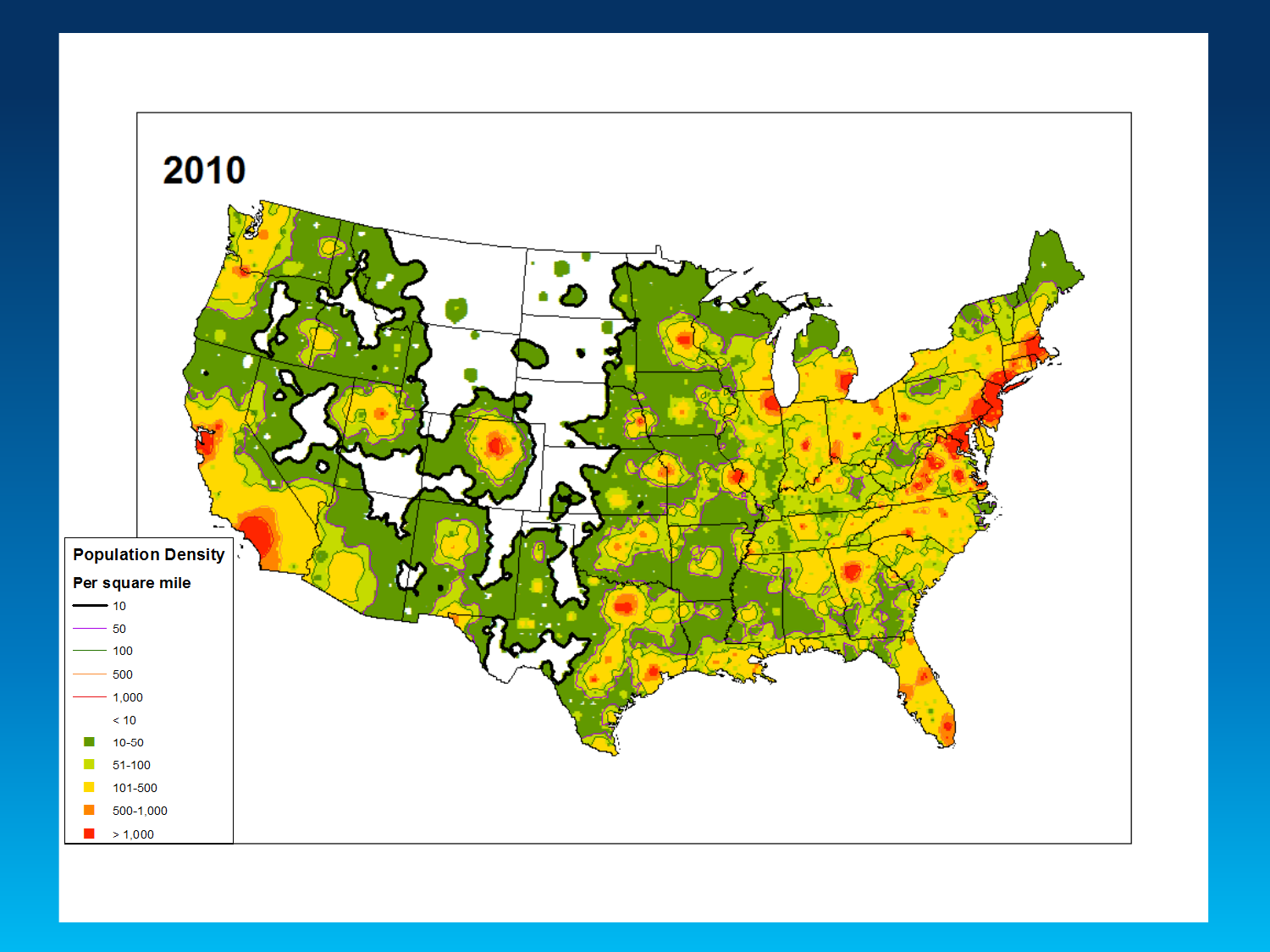## 2010

**Population Density**

**Per square mile**

- 10
- 50
- 100
- 500
- 1,000
- < 10
- 10-50
- 51-100
- 101-500
- 500-1,000
- > 1,000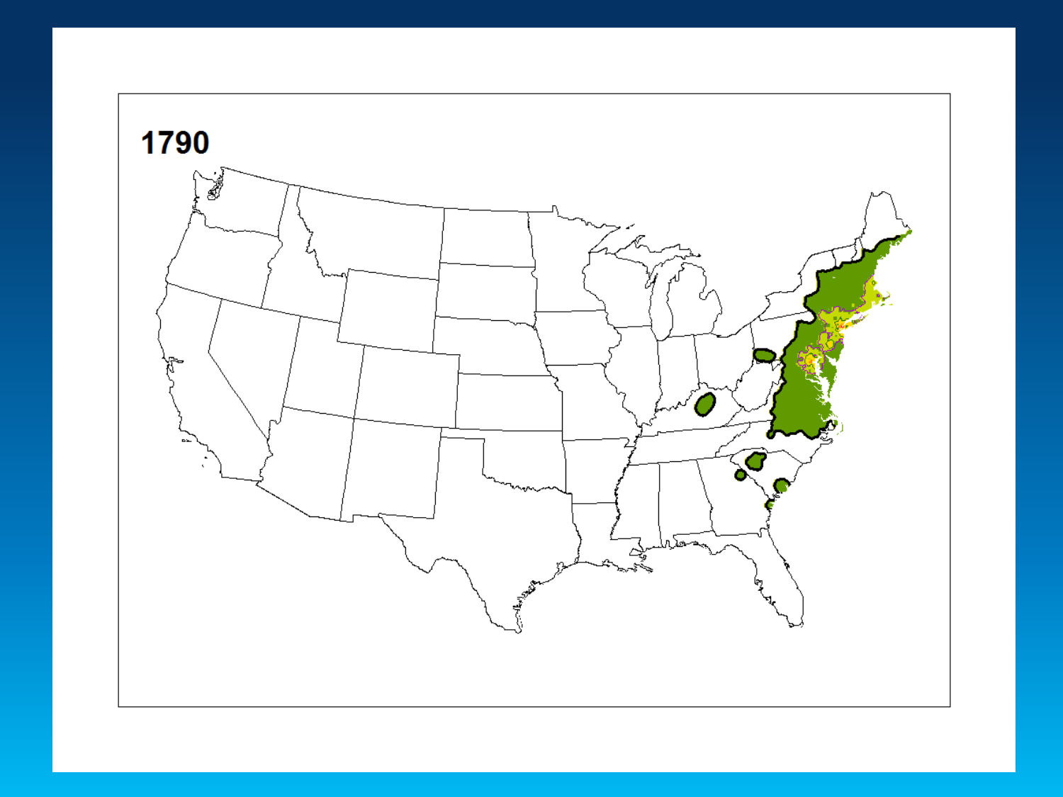1790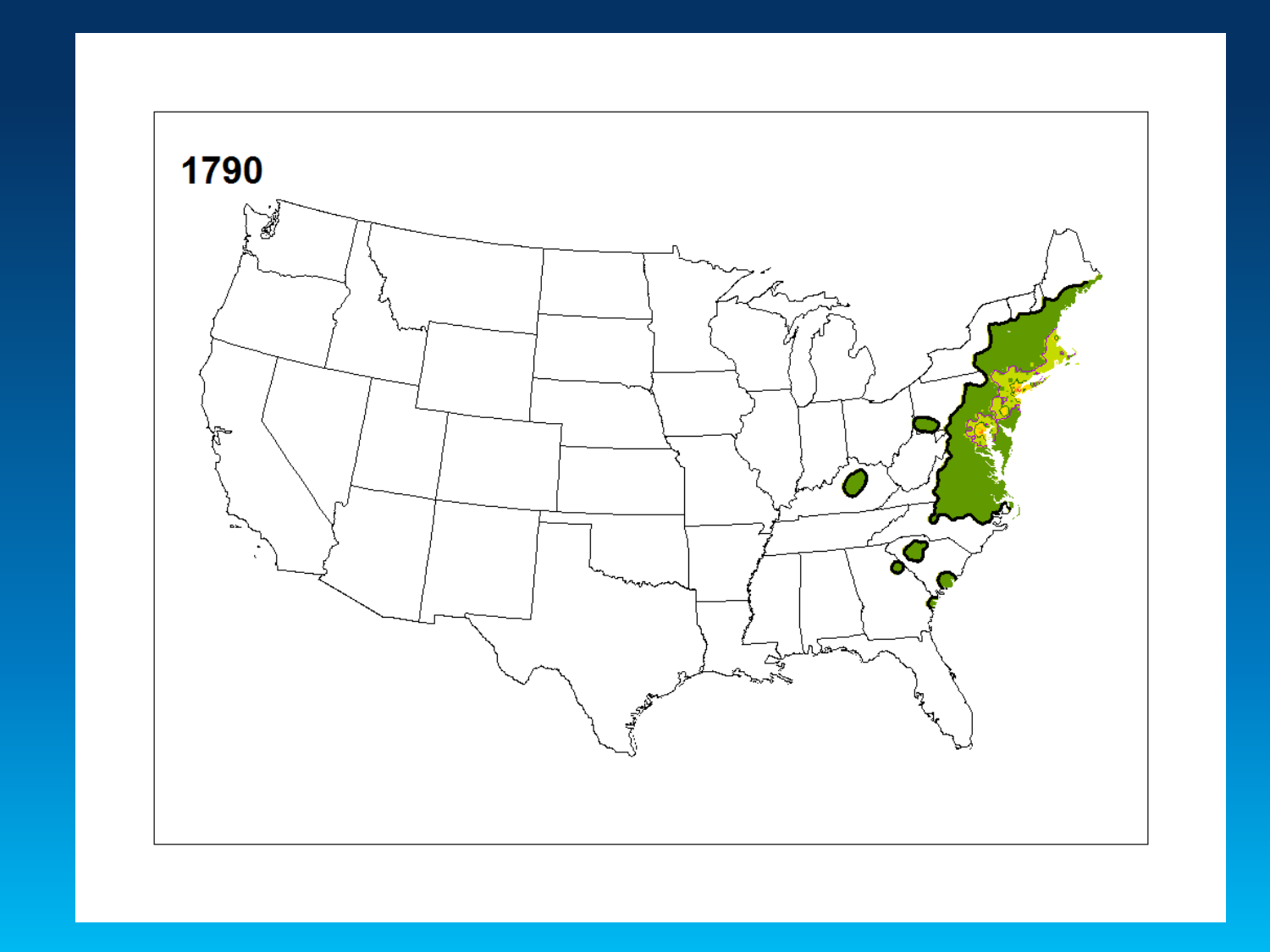1790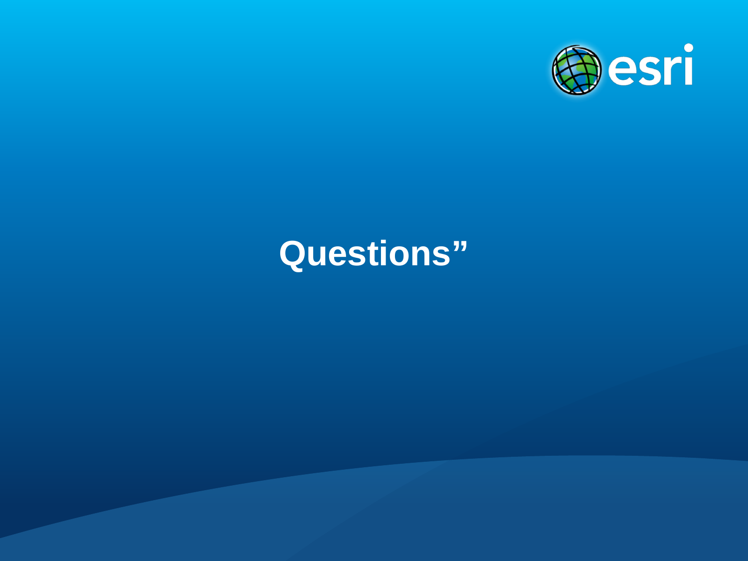# Questions”